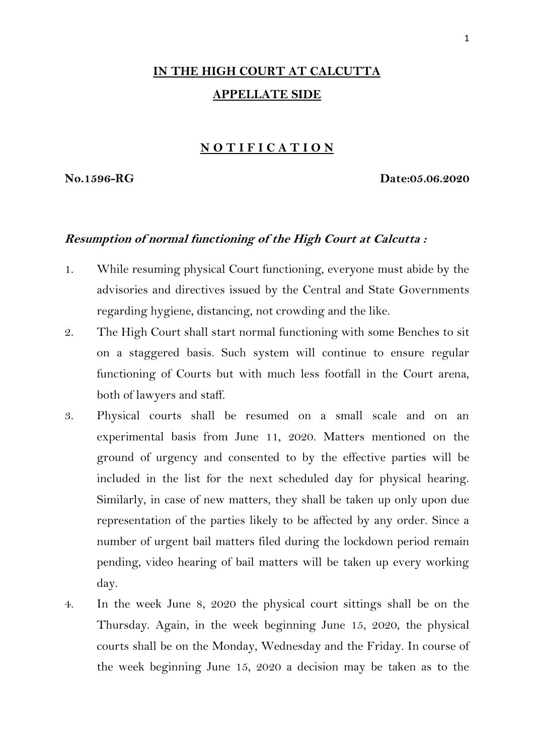# IN THE HIGH COURT AT CALCUTTA

## APPELLATE SIDE

### N O T I F I C A T I O N

**No.1596-RG** **Date:05.06.2020**

***Resumption of normal functioning of the High Court at Calcutta :***

1. While resuming physical Court functioning, everyone must abide by the advisories and directives issued by the Central and State Governments regarding hygiene, distancing, not crowding and the like.
2. The High Court shall start normal functioning with some Benches to sit on a staggered basis. Such system will continue to ensure regular functioning of Courts but with much less footfall in the Court arena, both of lawyers and staff.
3. Physical courts shall be resumed on a small scale and on an experimental basis from June 11, 2020. Matters mentioned on the ground of urgency and consented to by the effective parties will be included in the list for the next scheduled day for physical hearing. Similarly, in case of new matters, they shall be taken up only upon due representation of the parties likely to be affected by any order. Since a number of urgent bail matters filed during the lockdown period remain pending, video hearing of bail matters will be taken up every working day.
4. In the week June 8, 2020 the physical court sittings shall be on the Thursday. Again, in the week beginning June 15, 2020, the physical courts shall be on the Monday, Wednesday and the Friday. In course of the week beginning June 15, 2020 a decision may be taken as to the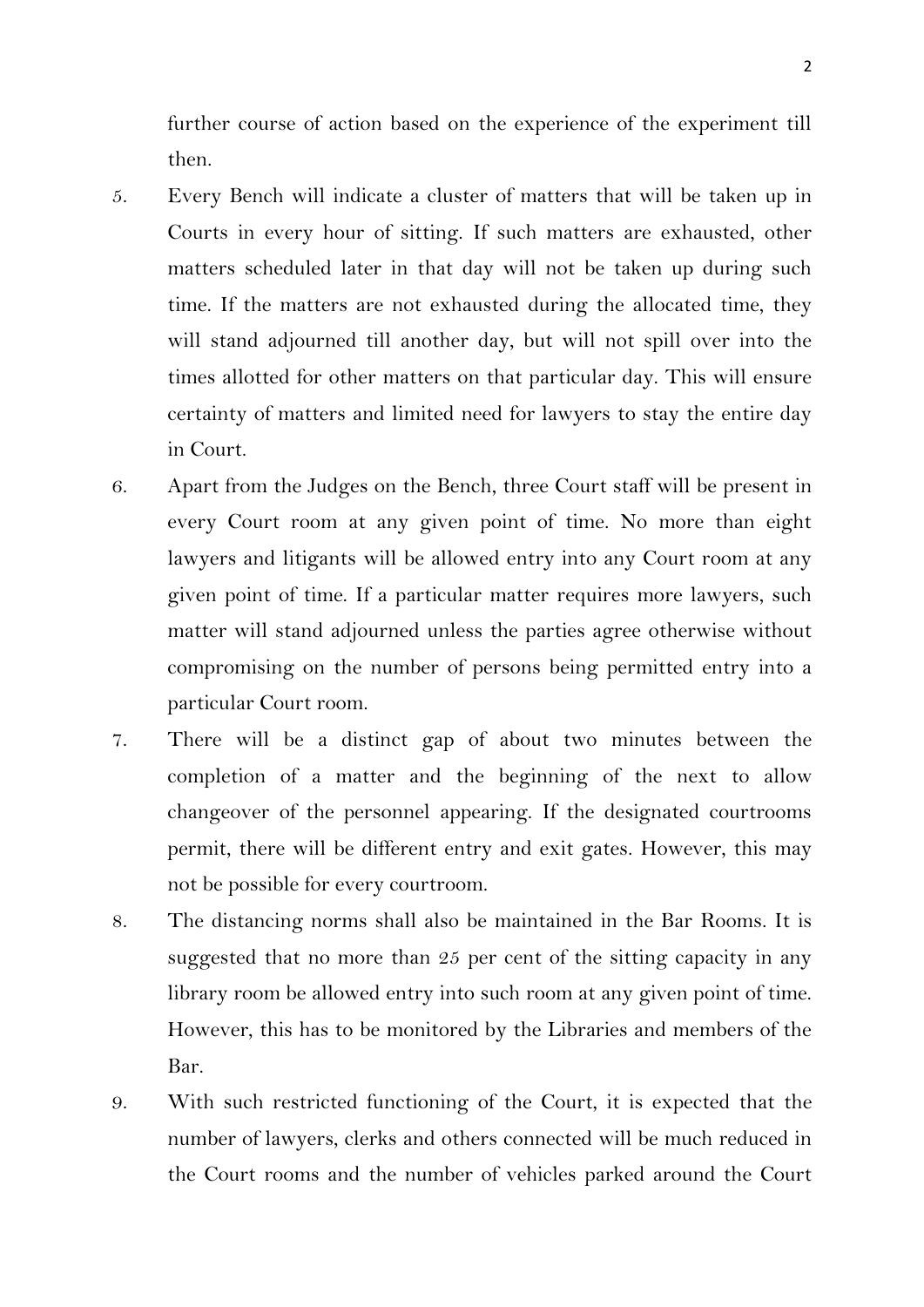further course of action based on the experience of the experiment till then.

5. Every Bench will indicate a cluster of matters that will be taken up in Courts in every hour of sitting. If such matters are exhausted, other matters scheduled later in that day will not be taken up during such time. If the matters are not exhausted during the allocated time, they will stand adjourned till another day, but will not spill over into the times allotted for other matters on that particular day. This will ensure certainty of matters and limited need for lawyers to stay the entire day in Court.

6. Apart from the Judges on the Bench, three Court staff will be present in every Court room at any given point of time. No more than eight lawyers and litigants will be allowed entry into any Court room at any given point of time. If a particular matter requires more lawyers, such matter will stand adjourned unless the parties agree otherwise without compromising on the number of persons being permitted entry into a particular Court room.

7. There will be a distinct gap of about two minutes between the completion of a matter and the beginning of the next to allow changeover of the personnel appearing. If the designated courtrooms permit, there will be different entry and exit gates. However, this may not be possible for every courtroom.

8. The distancing norms shall also be maintained in the Bar Rooms. It is suggested that no more than 25 per cent of the sitting capacity in any library room be allowed entry into such room at any given point of time. However, this has to be monitored by the Libraries and members of the Bar.

9. With such restricted functioning of the Court, it is expected that the number of lawyers, clerks and others connected will be much reduced in the Court rooms and the number of vehicles parked around the Court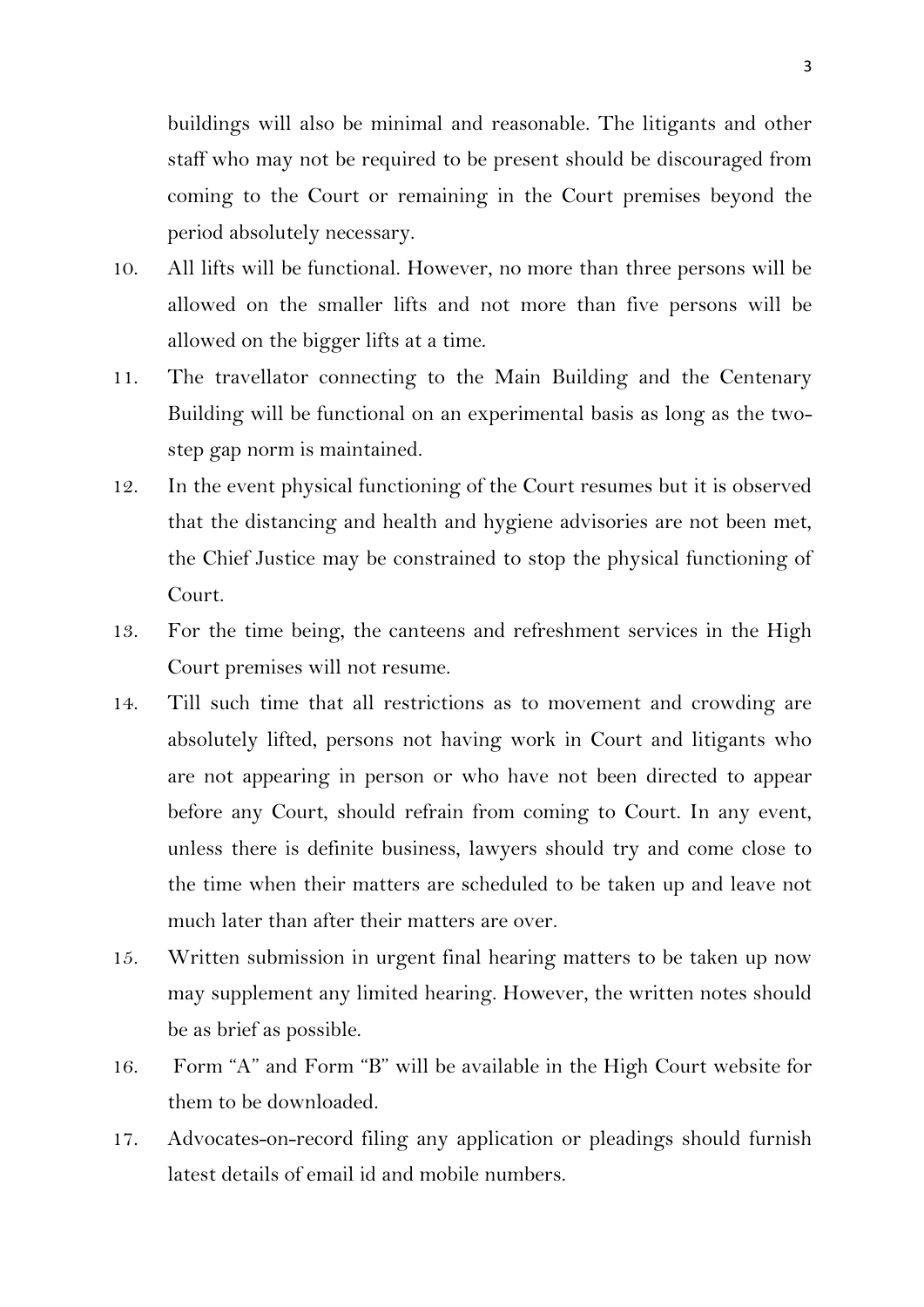buildings will also be minimal and reasonable. The litigants and other staff who may not be required to be present should be discouraged from coming to the Court or remaining in the Court premises beyond the period absolutely necessary.

10. All lifts will be functional. However, no more than three persons will be allowed on the smaller lifts and not more than five persons will be allowed on the bigger lifts at a time.

11. The travellator connecting to the Main Building and the Centenary Building will be functional on an experimental basis as long as the two-step gap norm is maintained.

12. In the event physical functioning of the Court resumes but it is observed that the distancing and health and hygiene advisories are not been met, the Chief Justice may be constrained to stop the physical functioning of Court.

13. For the time being, the canteens and refreshment services in the High Court premises will not resume.

14. Till such time that all restrictions as to movement and crowding are absolutely lifted, persons not having work in Court and litigants who are not appearing in person or who have not been directed to appear before any Court, should refrain from coming to Court. In any event, unless there is definite business, lawyers should try and come close to the time when their matters are scheduled to be taken up and leave not much later than after their matters are over.

15. Written submission in urgent final hearing matters to be taken up now may supplement any limited hearing. However, the written notes should be as brief as possible.

16. Form "A" and Form "B" will be available in the High Court website for them to be downloaded.

17. Advocates-on-record filing any application or pleadings should furnish latest details of email id and mobile numbers.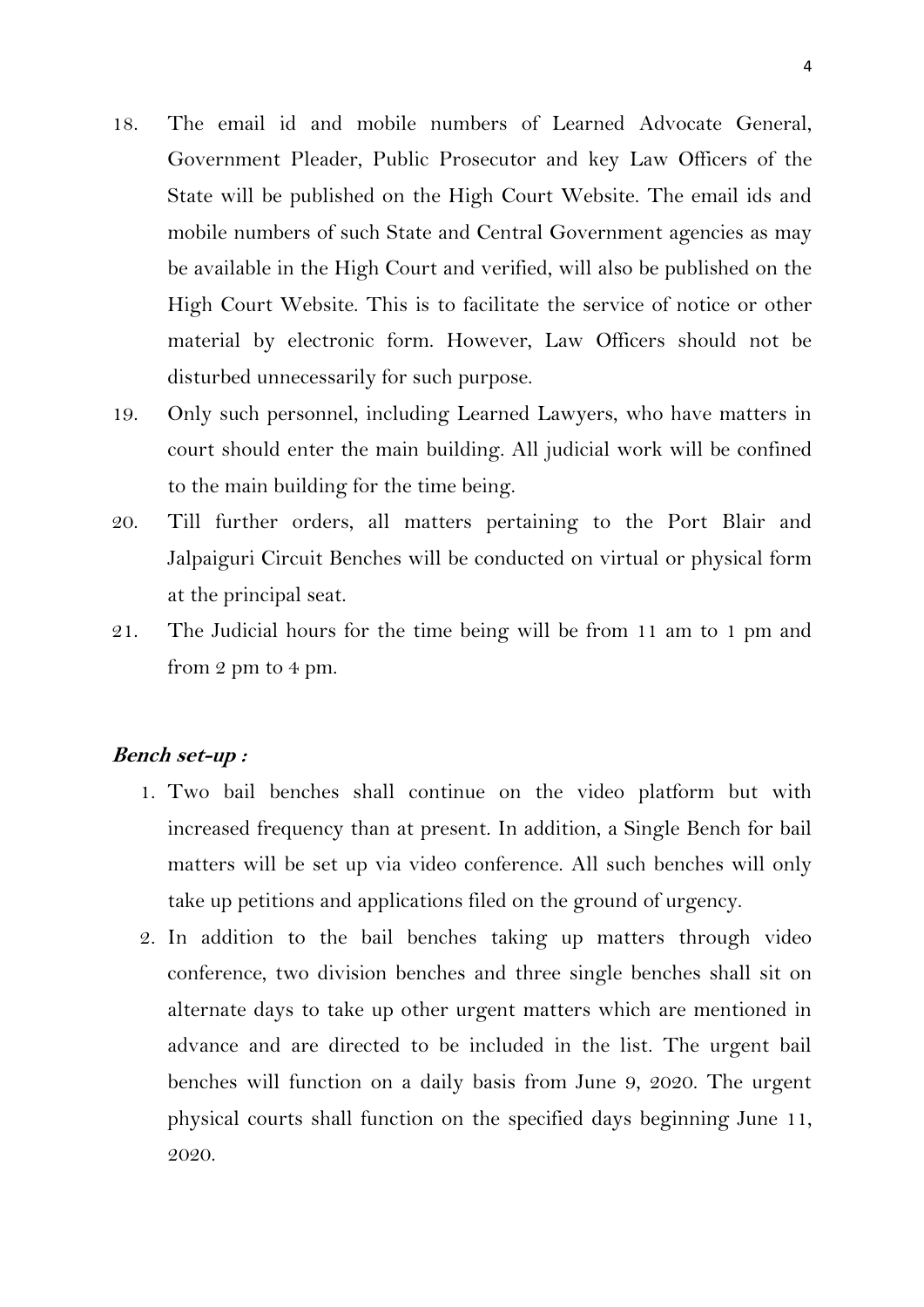18. The email id and mobile numbers of Learned Advocate General, Government Pleader, Public Prosecutor and key Law Officers of the State will be published on the High Court Website. The email ids and mobile numbers of such State and Central Government agencies as may be available in the High Court and verified, will also be published on the High Court Website. This is to facilitate the service of notice or other material by electronic form. However, Law Officers should not be disturbed unnecessarily for such purpose.
19. Only such personnel, including Learned Lawyers, who have matters in court should enter the main building. All judicial work will be confined to the main building for the time being.
20. Till further orders, all matters pertaining to the Port Blair and Jalpaiguri Circuit Benches will be conducted on virtual or physical form at the principal seat.
21. The Judicial hours for the time being will be from 11 am to 1 pm and from 2 pm to 4 pm.

***Bench set-up :***

1. Two bail benches shall continue on the video platform but with increased frequency than at present. In addition, a Single Bench for bail matters will be set up via video conference. All such benches will only take up petitions and applications filed on the ground of urgency.
2. In addition to the bail benches taking up matters through video conference, two division benches and three single benches shall sit on alternate days to take up other urgent matters which are mentioned in advance and are directed to be included in the list. The urgent bail benches will function on a daily basis from June 9, 2020. The urgent physical courts shall function on the specified days beginning June 11, 2020.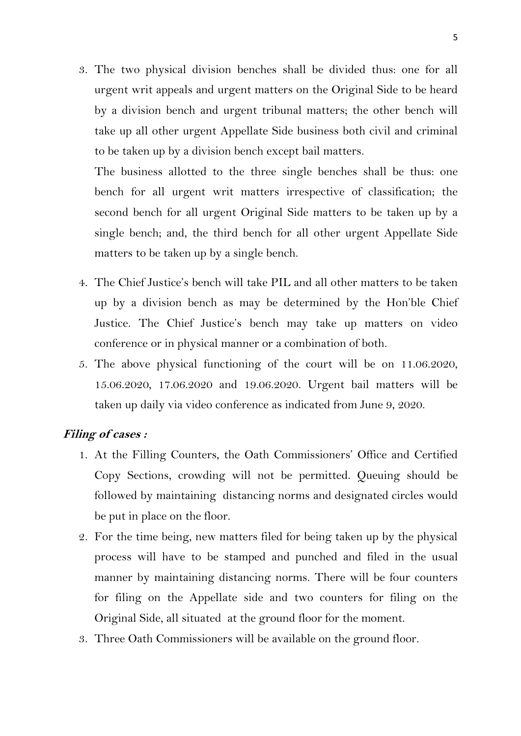3. The two physical division benches shall be divided thus: one for all urgent writ appeals and urgent matters on the Original Side to be heard by a division bench and urgent tribunal matters; the other bench will take up all other urgent Appellate Side business both civil and criminal to be taken up by a division bench except bail matters.

   The business allotted to the three single benches shall be thus: one bench for all urgent writ matters irrespective of classification; the second bench for all urgent Original Side matters to be taken up by a single bench; and, the third bench for all other urgent Appellate Side matters to be taken up by a single bench.

4. The Chief Justice's bench will take PIL and all other matters to be taken up by a division bench as may be determined by the Hon'ble Chief Justice. The Chief Justice's bench may take up matters on video conference or in physical manner or a combination of both.
5. The above physical functioning of the court will be on 11.06.2020, 15.06.2020, 17.06.2020 and 19.06.2020. Urgent bail matters will be taken up daily via video conference as indicated from June 9, 2020.

***Filing of cases :***

1. At the Filling Counters, the Oath Commissioners' Office and Certified Copy Sections, crowding will not be permitted. Queuing should be followed by maintaining distancing norms and designated circles would be put in place on the floor.
2. For the time being, new matters filed for being taken up by the physical process will have to be stamped and punched and filed in the usual manner by maintaining distancing norms. There will be four counters for filing on the Appellate side and two counters for filing on the Original Side, all situated at the ground floor for the moment.
3. Three Oath Commissioners will be available on the ground floor.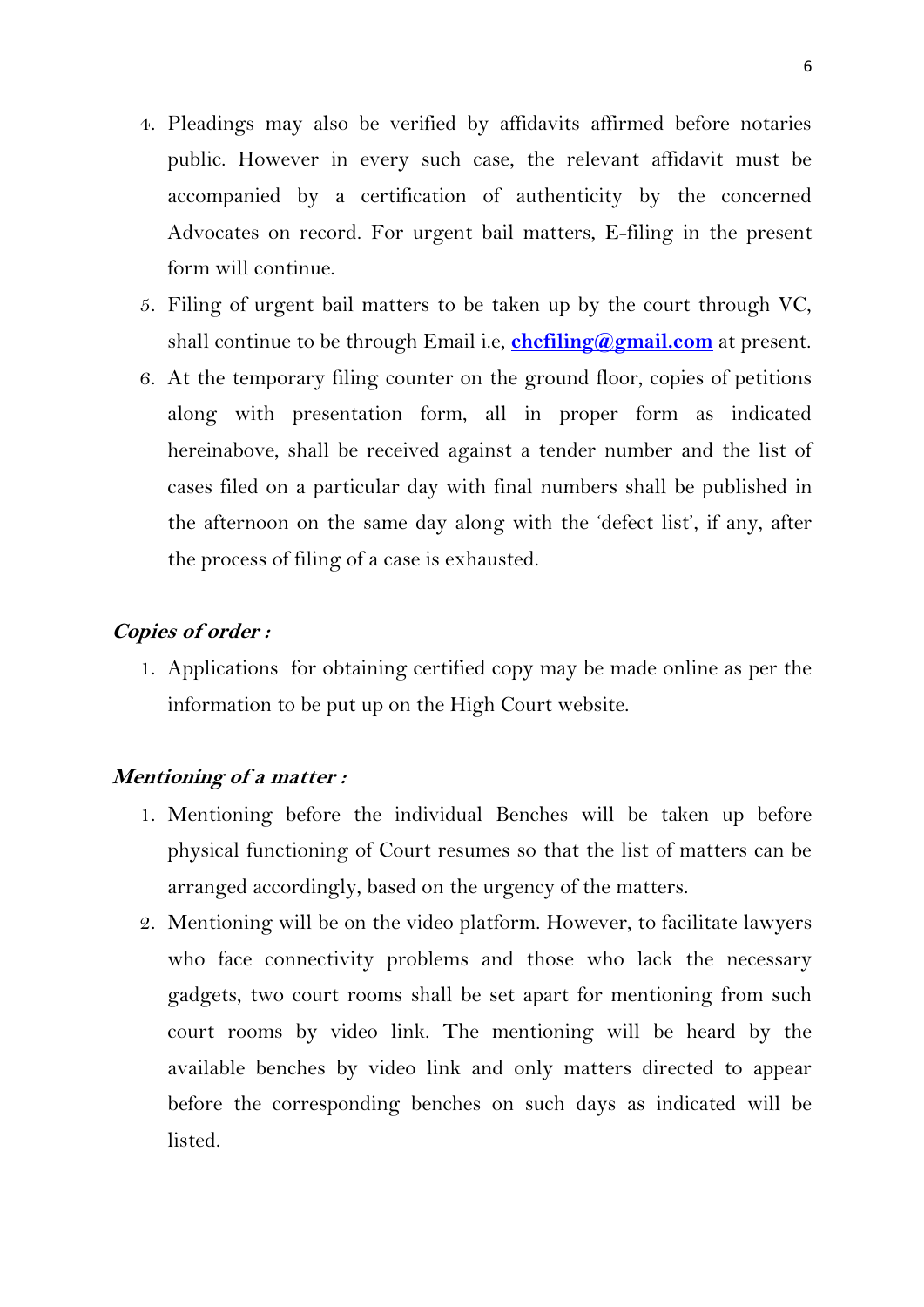4. Pleadings may also be verified by affidavits affirmed before notaries public. However in every such case, the relevant affidavit must be accompanied by a certification of authenticity by the concerned Advocates on record. For urgent bail matters, E-filing in the present form will continue.
5. Filing of urgent bail matters to be taken up by the court through VC, shall continue to be through Email i.e, **chcfiling@gmail.com** at present.
6. At the temporary filing counter on the ground floor, copies of petitions along with presentation form, all in proper form as indicated hereinabove, shall be received against a tender number and the list of cases filed on a particular day with final numbers shall be published in the afternoon on the same day along with the 'defect list', if any, after the process of filing of a case is exhausted.

***Copies of order :***

1. Applications for obtaining certified copy may be made online as per the information to be put up on the High Court website.

***Mentioning of a matter :***

1. Mentioning before the individual Benches will be taken up before physical functioning of Court resumes so that the list of matters can be arranged accordingly, based on the urgency of the matters.
2. Mentioning will be on the video platform. However, to facilitate lawyers who face connectivity problems and those who lack the necessary gadgets, two court rooms shall be set apart for mentioning from such court rooms by video link. The mentioning will be heard by the available benches by video link and only matters directed to appear before the corresponding benches on such days as indicated will be listed.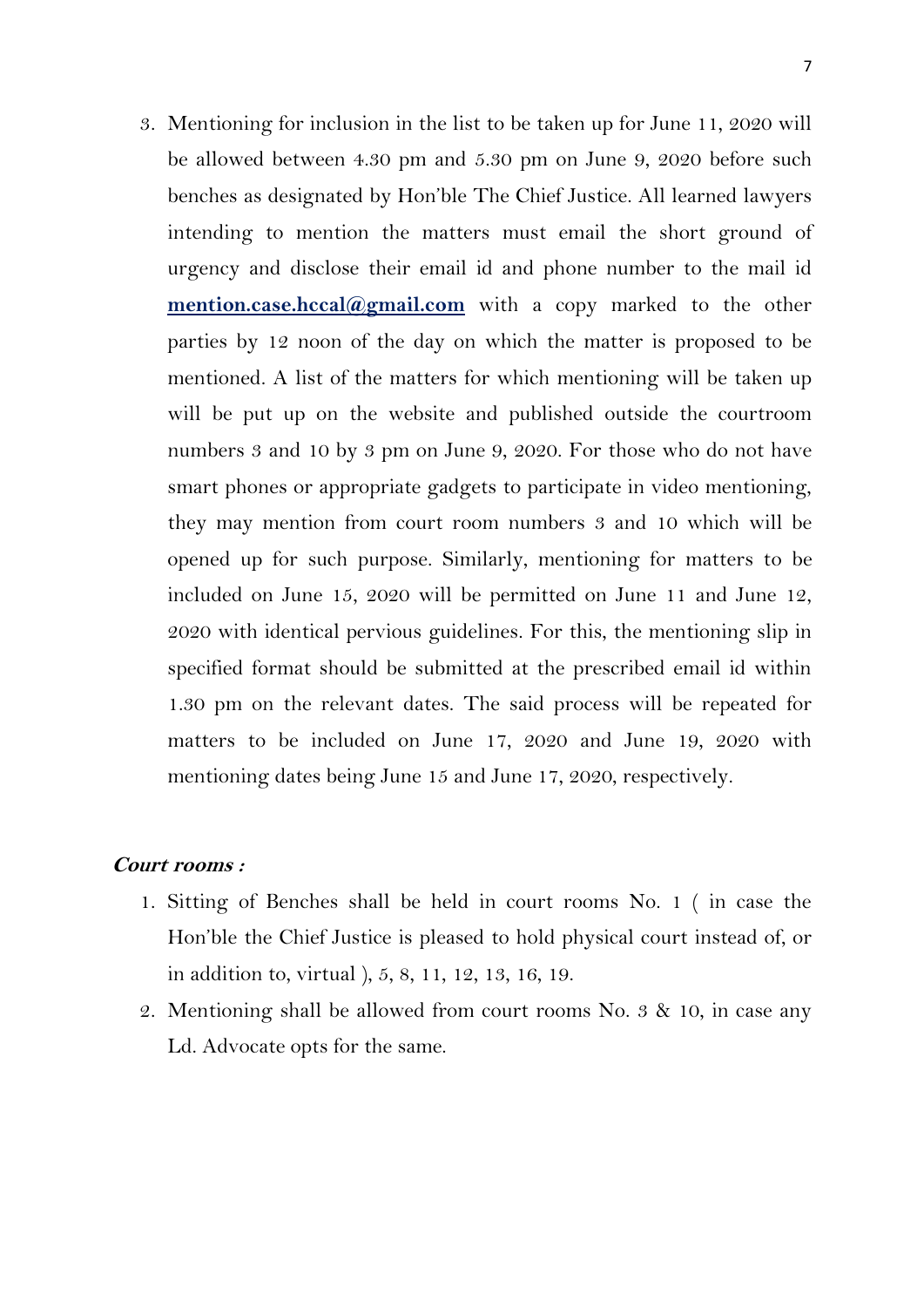3. Mentioning for inclusion in the list to be taken up for June 11, 2020 will be allowed between 4.30 pm and 5.30 pm on June 9, 2020 before such benches as designated by Hon'ble The Chief Justice. All learned lawyers intending to mention the matters must email the short ground of urgency and disclose their email id and phone number to the mail id **mention.case.hccal@gmail.com** with a copy marked to the other parties by 12 noon of the day on which the matter is proposed to be mentioned. A list of the matters for which mentioning will be taken up will be put up on the website and published outside the courtroom numbers 3 and 10 by 3 pm on June 9, 2020. For those who do not have smart phones or appropriate gadgets to participate in video mentioning, they may mention from court room numbers 3 and 10 which will be opened up for such purpose. Similarly, mentioning for matters to be included on June 15, 2020 will be permitted on June 11 and June 12, 2020 with identical pervious guidelines. For this, the mentioning slip in specified format should be submitted at the prescribed email id within 1.30 pm on the relevant dates. The said process will be repeated for matters to be included on June 17, 2020 and June 19, 2020 with mentioning dates being June 15 and June 17, 2020, respectively.

***Court rooms :***

1. Sitting of Benches shall be held in court rooms No. 1 ( in case the Hon'ble the Chief Justice is pleased to hold physical court instead of, or in addition to, virtual ), 5, 8, 11, 12, 13, 16, 19.
2. Mentioning shall be allowed from court rooms No. 3 & 10, in case any Ld. Advocate opts for the same.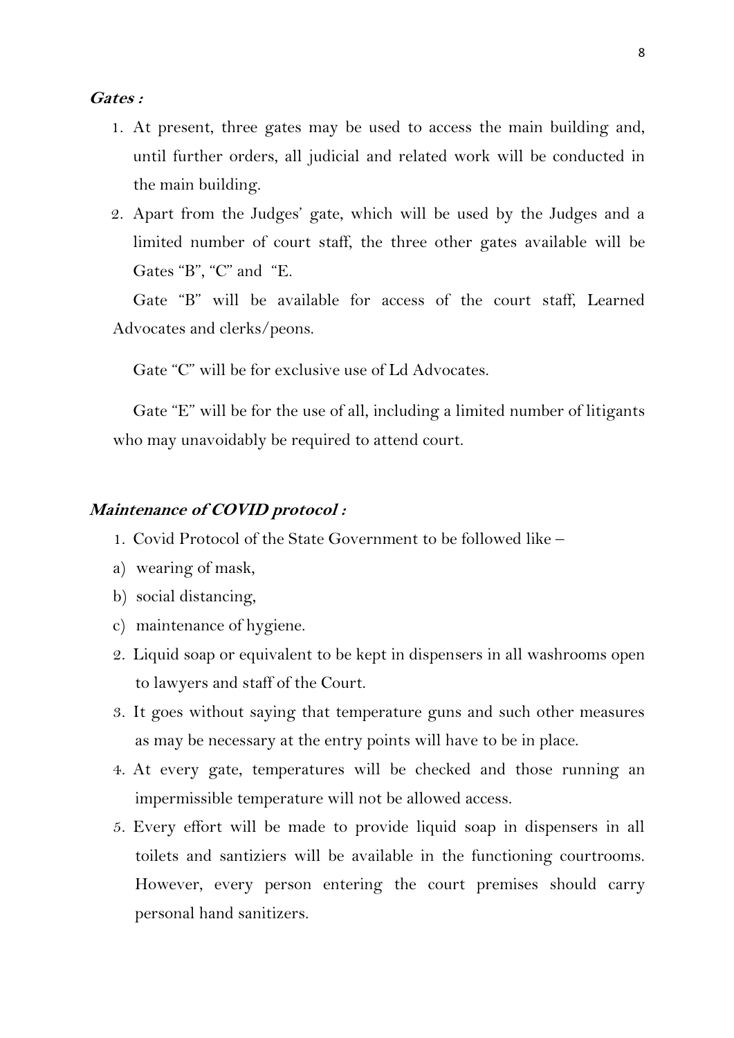***Gates :***

1. At present, three gates may be used to access the main building and, until further orders, all judicial and related work will be conducted in the main building.
2. Apart from the Judges' gate, which will be used by the Judges and a limited number of court staff, the three other gates available will be Gates "B", "C" and "E.

Gate "B" will be available for access of the court staff, Learned Advocates and clerks/peons.

Gate "C" will be for exclusive use of Ld Advocates.

Gate "E" will be for the use of all, including a limited number of litigants who may unavoidably be required to attend court.

***Maintenance of COVID protocol :***

1. Covid Protocol of the State Government to be followed like –
   a) wearing of mask,
   b) social distancing,
   c) maintenance of hygiene.
2. Liquid soap or equivalent to be kept in dispensers in all washrooms open to lawyers and staff of the Court.
3. It goes without saying that temperature guns and such other measures as may be necessary at the entry points will have to be in place.
4. At every gate, temperatures will be checked and those running an impermissible temperature will not be allowed access.
5. Every effort will be made to provide liquid soap in dispensers in all toilets and santiziers will be available in the functioning courtrooms. However, every person entering the court premises should carry personal hand sanitizers.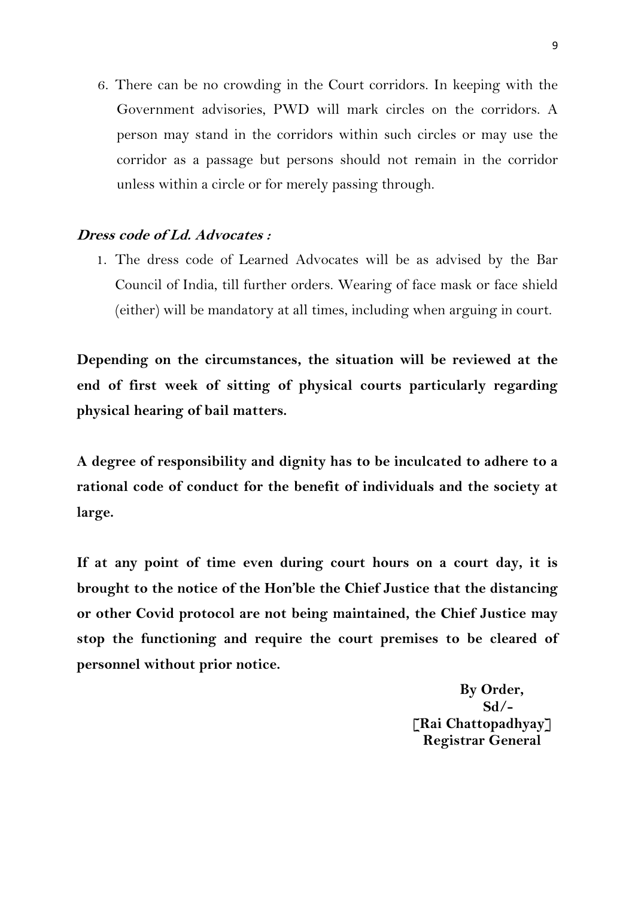6. There can be no crowding in the Court corridors. In keeping with the Government advisories, PWD will mark circles on the corridors. A person may stand in the corridors within such circles or may use the corridor as a passage but persons should not remain in the corridor unless within a circle or for merely passing through.

***Dress code of Ld. Advocates :***

1. The dress code of Learned Advocates will be as advised by the Bar Council of India, till further orders. Wearing of face mask or face shield (either) will be mandatory at all times, including when arguing in court.

**Depending on the circumstances, the situation will be reviewed at the end of first week of sitting of physical courts particularly regarding physical hearing of bail matters.**

**A degree of responsibility and dignity has to be inculcated to adhere to a rational code of conduct for the benefit of individuals and the society at large.**

**If at any point of time even during court hours on a court day, it is brought to the notice of the Hon'ble the Chief Justice that the distancing or other Covid protocol are not being maintained, the Chief Justice may stop the functioning and require the court premises to be cleared of personnel without prior notice.**

**By Order,**
**Sd/-**
**[Rai Chattopadhyay]**
**Registrar General**